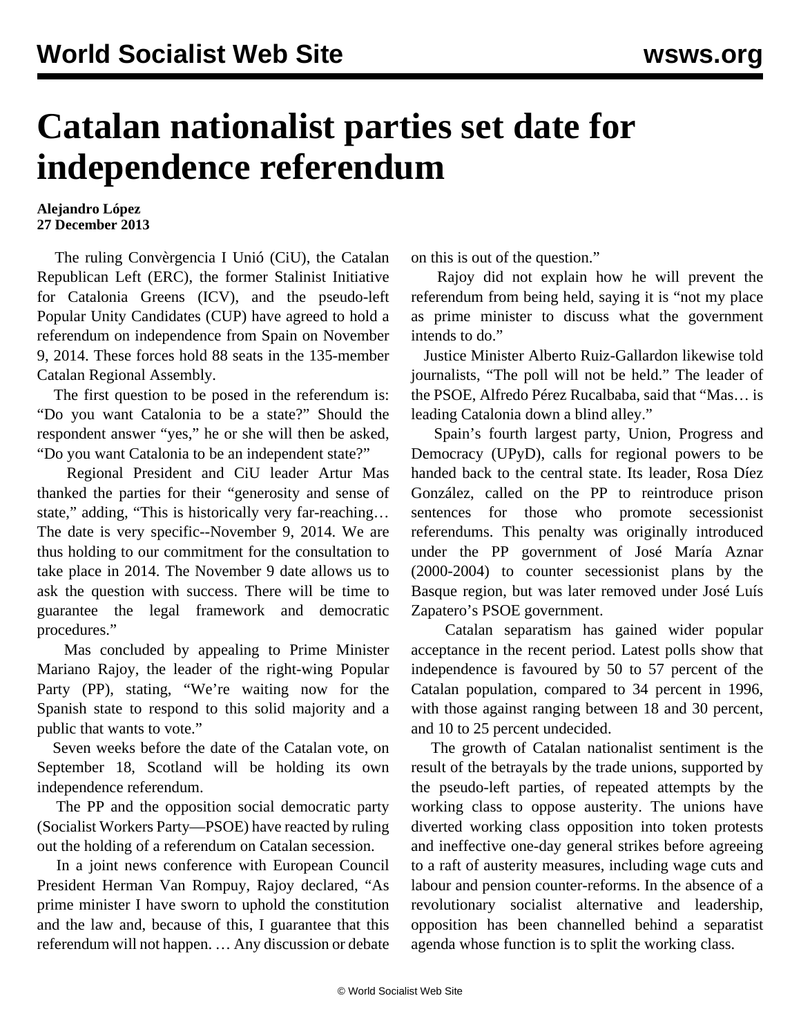# Catalan nationalist parties set date for independence referendum

**Alejandro López**
**27 December 2013**

The ruling Convèrgencia I Unió (CiU), the Catalan Republican Left (ERC), the former Stalinist Initiative for Catalonia Greens (ICV), and the pseudo-left Popular Unity Candidates (CUP) have agreed to hold a referendum on independence from Spain on November 9, 2014. These forces hold 88 seats in the 135-member Catalan Regional Assembly.

The first question to be posed in the referendum is: "Do you want Catalonia to be a state?" Should the respondent answer "yes," he or she will then be asked, "Do you want Catalonia to be an independent state?"

Regional President and CiU leader Artur Mas thanked the parties for their "generosity and sense of state," adding, "This is historically very far-reaching… The date is very specific--November 9, 2014. We are thus holding to our commitment for the consultation to take place in 2014. The November 9 date allows us to ask the question with success. There will be time to guarantee the legal framework and democratic procedures."

Mas concluded by appealing to Prime Minister Mariano Rajoy, the leader of the right-wing Popular Party (PP), stating, "We're waiting now for the Spanish state to respond to this solid majority and a public that wants to vote."

Seven weeks before the date of the Catalan vote, on September 18, Scotland will be holding its own independence referendum.

The PP and the opposition social democratic party (Socialist Workers Party—PSOE) have reacted by ruling out the holding of a referendum on Catalan secession.

In a joint news conference with European Council President Herman Van Rompuy, Rajoy declared, "As prime minister I have sworn to uphold the constitution and the law and, because of this, I guarantee that this referendum will not happen. … Any discussion or debate on this is out of the question."

Rajoy did not explain how he will prevent the referendum from being held, saying it is "not my place as prime minister to discuss what the government intends to do."

Justice Minister Alberto Ruiz-Gallardon likewise told journalists, "The poll will not be held." The leader of the PSOE, Alfredo Pérez Rucalbaba, said that "Mas… is leading Catalonia down a blind alley."

Spain's fourth largest party, Union, Progress and Democracy (UPyD), calls for regional powers to be handed back to the central state. Its leader, Rosa Díez González, called on the PP to reintroduce prison sentences for those who promote secessionist referendums. This penalty was originally introduced under the PP government of José María Aznar (2000-2004) to counter secessionist plans by the Basque region, but was later removed under José Luís Zapatero's PSOE government.

Catalan separatism has gained wider popular acceptance in the recent period. Latest polls show that independence is favoured by 50 to 57 percent of the Catalan population, compared to 34 percent in 1996, with those against ranging between 18 and 30 percent, and 10 to 25 percent undecided.

The growth of Catalan nationalist sentiment is the result of the betrayals by the trade unions, supported by the pseudo-left parties, of repeated attempts by the working class to oppose austerity. The unions have diverted working class opposition into token protests and ineffective one-day general strikes before agreeing to a raft of austerity measures, including wage cuts and labour and pension counter-reforms. In the absence of a revolutionary socialist alternative and leadership, opposition has been channelled behind a separatist agenda whose function is to split the working class.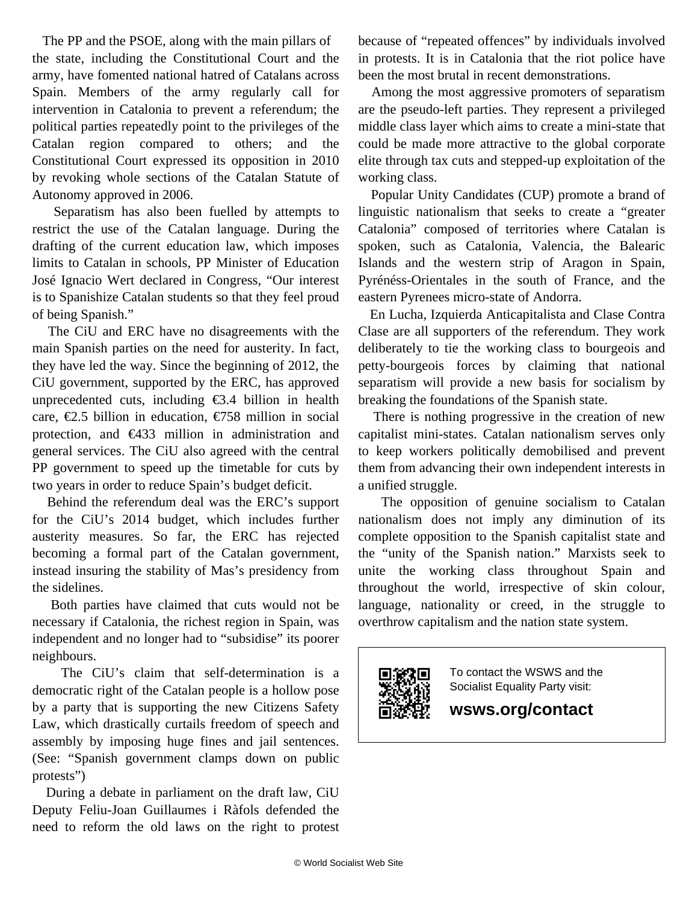The PP and the PSOE, along with the main pillars of the state, including the Constitutional Court and the army, have fomented national hatred of Catalans across Spain. Members of the army regularly call for intervention in Catalonia to prevent a referendum; the political parties repeatedly point to the privileges of the Catalan region compared to others; and the Constitutional Court expressed its opposition in 2010 by revoking whole sections of the Catalan Statute of Autonomy approved in 2006.

Separatism has also been fuelled by attempts to restrict the use of the Catalan language. During the drafting of the current education law, which imposes limits to Catalan in schools, PP Minister of Education José Ignacio Wert declared in Congress, "Our interest is to Spanishize Catalan students so that they feel proud of being Spanish."

The CiU and ERC have no disagreements with the main Spanish parties on the need for austerity. In fact, they have led the way. Since the beginning of 2012, the CiU government, supported by the ERC, has approved unprecedented cuts, including €3.4 billion in health care, €2.5 billion in education, €758 million in social protection, and €433 million in administration and general services. The CiU also agreed with the central PP government to speed up the timetable for cuts by two years in order to reduce Spain's budget deficit.

Behind the referendum deal was the ERC's support for the CiU's 2014 budget, which includes further austerity measures. So far, the ERC has rejected becoming a formal part of the Catalan government, instead insuring the stability of Mas's presidency from the sidelines.

Both parties have claimed that cuts would not be necessary if Catalonia, the richest region in Spain, was independent and no longer had to "subsidise" its poorer neighbours.

The CiU's claim that self-determination is a democratic right of the Catalan people is a hollow pose by a party that is supporting the new Citizens Safety Law, which drastically curtails freedom of speech and assembly by imposing huge fines and jail sentences. (See: "Spanish government clamps down on public protests")

During a debate in parliament on the draft law, CiU Deputy Feliu-Joan Guillaumes i Ràfols defended the need to reform the old laws on the right to protest because of "repeated offences" by individuals involved in protests. It is in Catalonia that the riot police have been the most brutal in recent demonstrations.

Among the most aggressive promoters of separatism are the pseudo-left parties. They represent a privileged middle class layer which aims to create a mini-state that could be made more attractive to the global corporate elite through tax cuts and stepped-up exploitation of the working class.

Popular Unity Candidates (CUP) promote a brand of linguistic nationalism that seeks to create a "greater Catalonia" composed of territories where Catalan is spoken, such as Catalonia, Valencia, the Balearic Islands and the western strip of Aragon in Spain, Pyrénéss-Orientales in the south of France, and the eastern Pyrenees micro-state of Andorra.

En Lucha, Izquierda Anticapitalista and Clase Contra Clase are all supporters of the referendum. They work deliberately to tie the working class to bourgeois and petty-bourgeois forces by claiming that national separatism will provide a new basis for socialism by breaking the foundations of the Spanish state.

There is nothing progressive in the creation of new capitalist mini-states. Catalan nationalism serves only to keep workers politically demobilised and prevent them from advancing their own independent interests in a unified struggle.

The opposition of genuine socialism to Catalan nationalism does not imply any diminution of its complete opposition to the Spanish capitalist state and the "unity of the Spanish nation." Marxists seek to unite the working class throughout Spain and throughout the world, irrespective of skin colour, language, nationality or creed, in the struggle to overthrow capitalism and the nation state system.

To contact the WSWS and the Socialist Equality Party visit:

**wsws.org/contact**